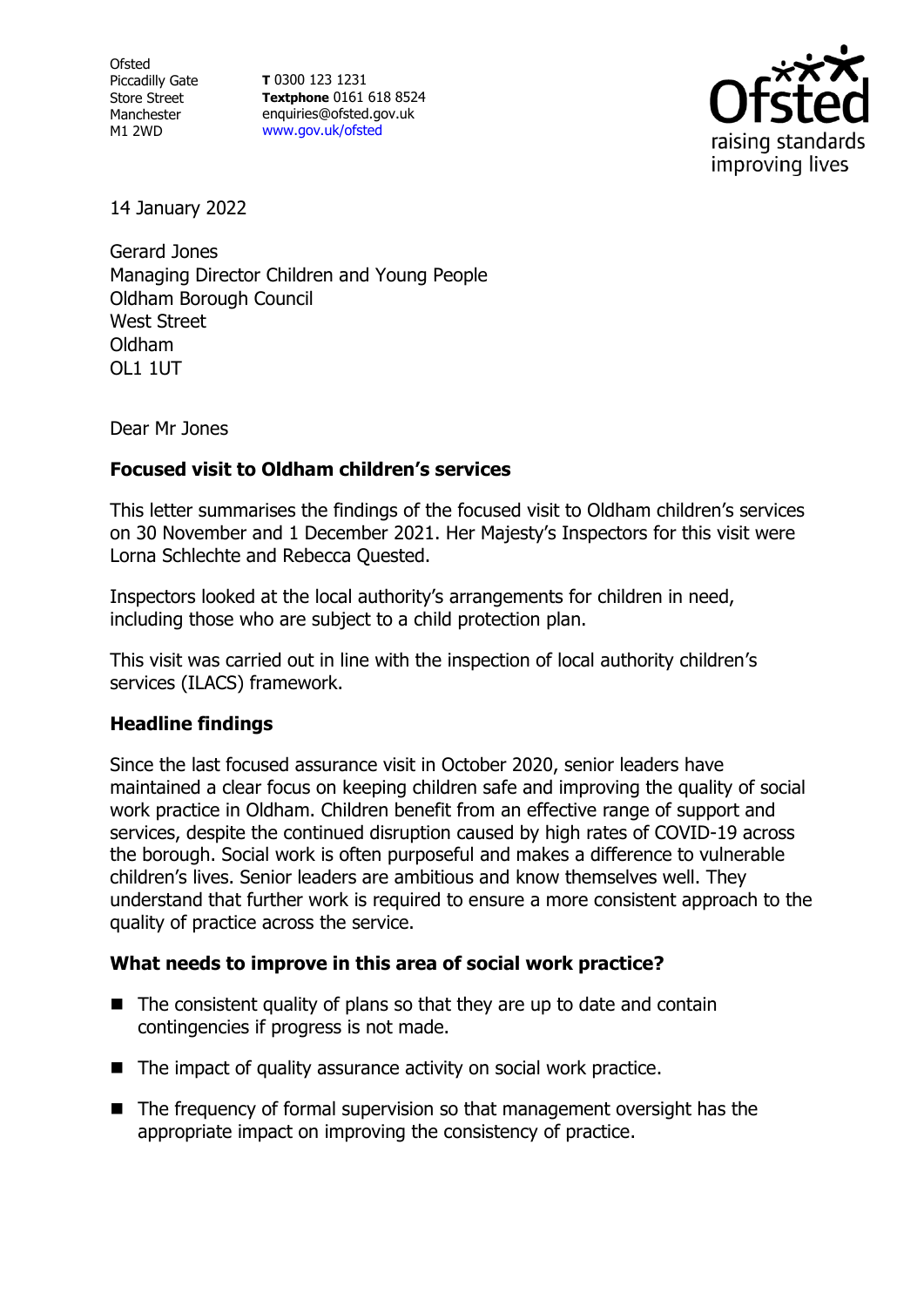Ofsted
Piccadilly Gate
Store Street
Manchester
M1 2WD

**T** 0300 123 1231
**Textphone** 0161 618 8524
enquiries@ofsted.gov.uk
www.gov.uk/ofsted

14 January 2022

Gerard Jones
Managing Director Children and Young People
Oldham Borough Council
West Street
Oldham
OL1 1UT

Dear Mr Jones

**Focused visit to Oldham children's services**

This letter summarises the findings of the focused visit to Oldham children's services on 30 November and 1 December 2021. Her Majesty's Inspectors for this visit were Lorna Schlechte and Rebecca Quested.

Inspectors looked at the local authority's arrangements for children in need, including those who are subject to a child protection plan.

This visit was carried out in line with the inspection of local authority children's services (ILACS) framework.

**Headline findings**

Since the last focused assurance visit in October 2020, senior leaders have maintained a clear focus on keeping children safe and improving the quality of social work practice in Oldham. Children benefit from an effective range of support and services, despite the continued disruption caused by high rates of COVID-19 across the borough. Social work is often purposeful and makes a difference to vulnerable children's lives. Senior leaders are ambitious and know themselves well. They understand that further work is required to ensure a more consistent approach to the quality of practice across the service.

**What needs to improve in this area of social work practice?**

- The consistent quality of plans so that they are up to date and contain contingencies if progress is not made.
- The impact of quality assurance activity on social work practice.
- The frequency of formal supervision so that management oversight has the appropriate impact on improving the consistency of practice.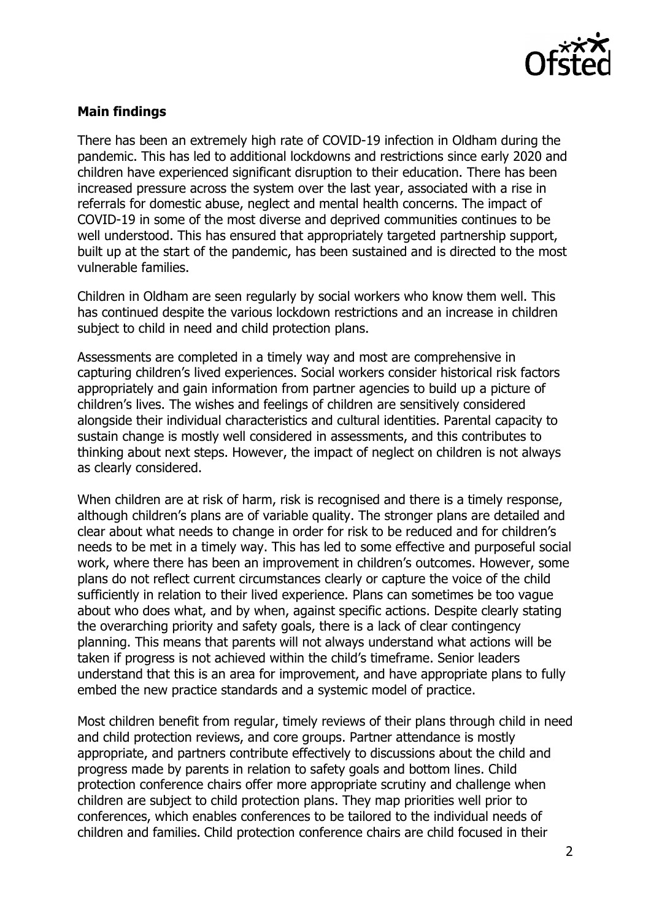### Main findings

There has been an extremely high rate of COVID-19 infection in Oldham during the pandemic. This has led to additional lockdowns and restrictions since early 2020 and children have experienced significant disruption to their education. There has been increased pressure across the system over the last year, associated with a rise in referrals for domestic abuse, neglect and mental health concerns. The impact of COVID-19 in some of the most diverse and deprived communities continues to be well understood. This has ensured that appropriately targeted partnership support, built up at the start of the pandemic, has been sustained and is directed to the most vulnerable families.

Children in Oldham are seen regularly by social workers who know them well. This has continued despite the various lockdown restrictions and an increase in children subject to child in need and child protection plans.

Assessments are completed in a timely way and most are comprehensive in capturing children's lived experiences. Social workers consider historical risk factors appropriately and gain information from partner agencies to build up a picture of children's lives. The wishes and feelings of children are sensitively considered alongside their individual characteristics and cultural identities. Parental capacity to sustain change is mostly well considered in assessments, and this contributes to thinking about next steps. However, the impact of neglect on children is not always as clearly considered.

When children are at risk of harm, risk is recognised and there is a timely response, although children's plans are of variable quality. The stronger plans are detailed and clear about what needs to change in order for risk to be reduced and for children's needs to be met in a timely way. This has led to some effective and purposeful social work, where there has been an improvement in children's outcomes. However, some plans do not reflect current circumstances clearly or capture the voice of the child sufficiently in relation to their lived experience. Plans can sometimes be too vague about who does what, and by when, against specific actions. Despite clearly stating the overarching priority and safety goals, there is a lack of clear contingency planning. This means that parents will not always understand what actions will be taken if progress is not achieved within the child's timeframe. Senior leaders understand that this is an area for improvement, and have appropriate plans to fully embed the new practice standards and a systemic model of practice.

Most children benefit from regular, timely reviews of their plans through child in need and child protection reviews, and core groups. Partner attendance is mostly appropriate, and partners contribute effectively to discussions about the child and progress made by parents in relation to safety goals and bottom lines. Child protection conference chairs offer more appropriate scrutiny and challenge when children are subject to child protection plans. They map priorities well prior to conferences, which enables conferences to be tailored to the individual needs of children and families. Child protection conference chairs are child focused in their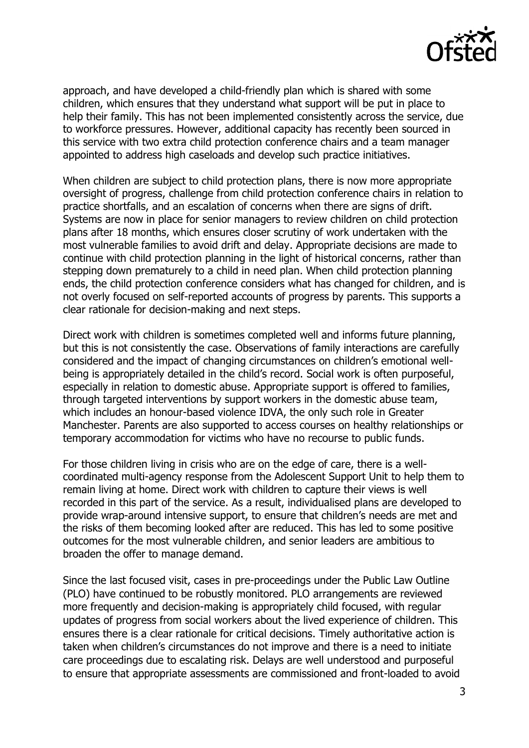approach, and have developed a child-friendly plan which is shared with some children, which ensures that they understand what support will be put in place to help their family. This has not been implemented consistently across the service, due to workforce pressures. However, additional capacity has recently been sourced in this service with two extra child protection conference chairs and a team manager appointed to address high caseloads and develop such practice initiatives.

When children are subject to child protection plans, there is now more appropriate oversight of progress, challenge from child protection conference chairs in relation to practice shortfalls, and an escalation of concerns when there are signs of drift. Systems are now in place for senior managers to review children on child protection plans after 18 months, which ensures closer scrutiny of work undertaken with the most vulnerable families to avoid drift and delay. Appropriate decisions are made to continue with child protection planning in the light of historical concerns, rather than stepping down prematurely to a child in need plan. When child protection planning ends, the child protection conference considers what has changed for children, and is not overly focused on self-reported accounts of progress by parents. This supports a clear rationale for decision-making and next steps.

Direct work with children is sometimes completed well and informs future planning, but this is not consistently the case. Observations of family interactions are carefully considered and the impact of changing circumstances on children's emotional well-being is appropriately detailed in the child's record. Social work is often purposeful, especially in relation to domestic abuse. Appropriate support is offered to families, through targeted interventions by support workers in the domestic abuse team, which includes an honour-based violence IDVA, the only such role in Greater Manchester. Parents are also supported to access courses on healthy relationships or temporary accommodation for victims who have no recourse to public funds.

For those children living in crisis who are on the edge of care, there is a well-coordinated multi-agency response from the Adolescent Support Unit to help them to remain living at home. Direct work with children to capture their views is well recorded in this part of the service. As a result, individualised plans are developed to provide wrap-around intensive support, to ensure that children's needs are met and the risks of them becoming looked after are reduced. This has led to some positive outcomes for the most vulnerable children, and senior leaders are ambitious to broaden the offer to manage demand.

Since the last focused visit, cases in pre-proceedings under the Public Law Outline (PLO) have continued to be robustly monitored. PLO arrangements are reviewed more frequently and decision-making is appropriately child focused, with regular updates of progress from social workers about the lived experience of children. This ensures there is a clear rationale for critical decisions. Timely authoritative action is taken when children's circumstances do not improve and there is a need to initiate care proceedings due to escalating risk. Delays are well understood and purposeful to ensure that appropriate assessments are commissioned and front-loaded to avoid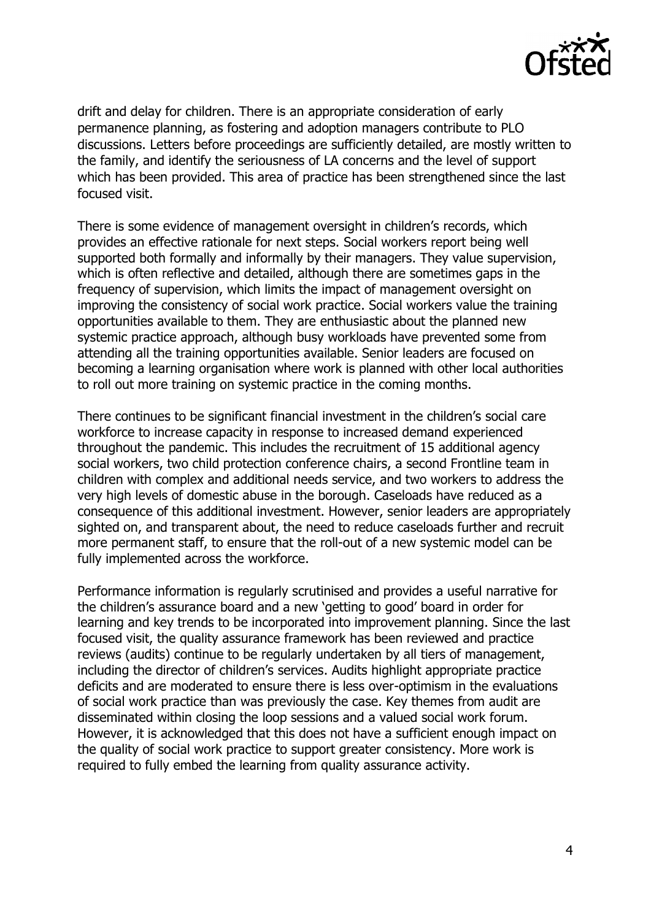drift and delay for children. There is an appropriate consideration of early permanence planning, as fostering and adoption managers contribute to PLO discussions. Letters before proceedings are sufficiently detailed, are mostly written to the family, and identify the seriousness of LA concerns and the level of support which has been provided. This area of practice has been strengthened since the last focused visit.

There is some evidence of management oversight in children's records, which provides an effective rationale for next steps. Social workers report being well supported both formally and informally by their managers. They value supervision, which is often reflective and detailed, although there are sometimes gaps in the frequency of supervision, which limits the impact of management oversight on improving the consistency of social work practice. Social workers value the training opportunities available to them. They are enthusiastic about the planned new systemic practice approach, although busy workloads have prevented some from attending all the training opportunities available. Senior leaders are focused on becoming a learning organisation where work is planned with other local authorities to roll out more training on systemic practice in the coming months.

There continues to be significant financial investment in the children's social care workforce to increase capacity in response to increased demand experienced throughout the pandemic. This includes the recruitment of 15 additional agency social workers, two child protection conference chairs, a second Frontline team in children with complex and additional needs service, and two workers to address the very high levels of domestic abuse in the borough. Caseloads have reduced as a consequence of this additional investment. However, senior leaders are appropriately sighted on, and transparent about, the need to reduce caseloads further and recruit more permanent staff, to ensure that the roll-out of a new systemic model can be fully implemented across the workforce.

Performance information is regularly scrutinised and provides a useful narrative for the children's assurance board and a new 'getting to good' board in order for learning and key trends to be incorporated into improvement planning. Since the last focused visit, the quality assurance framework has been reviewed and practice reviews (audits) continue to be regularly undertaken by all tiers of management, including the director of children's services. Audits highlight appropriate practice deficits and are moderated to ensure there is less over-optimism in the evaluations of social work practice than was previously the case. Key themes from audit are disseminated within closing the loop sessions and a valued social work forum. However, it is acknowledged that this does not have a sufficient enough impact on the quality of social work practice to support greater consistency. More work is required to fully embed the learning from quality assurance activity.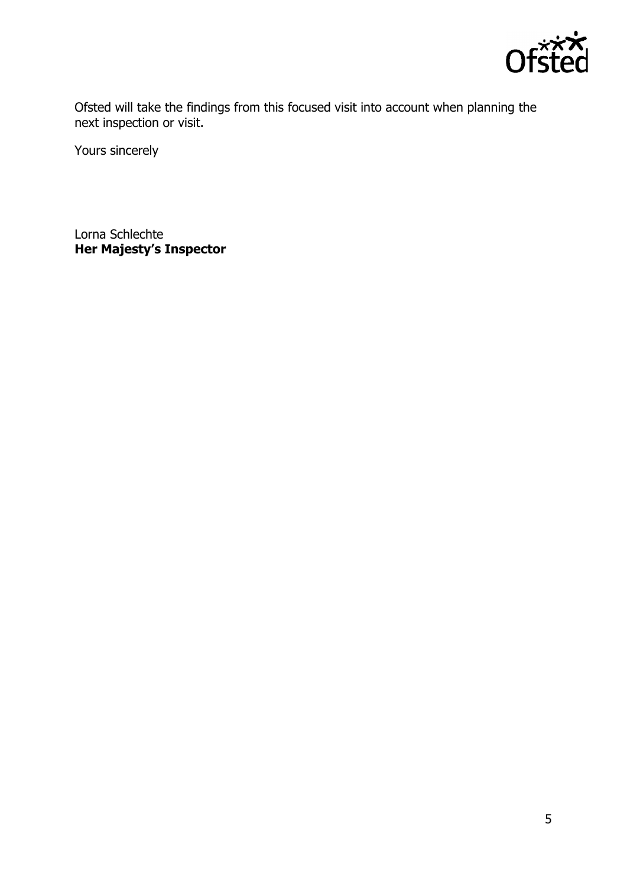Ofsted will take the findings from this focused visit into account when planning the next inspection or visit.

Yours sincerely

Lorna Schlechte
**Her Majesty's Inspector**